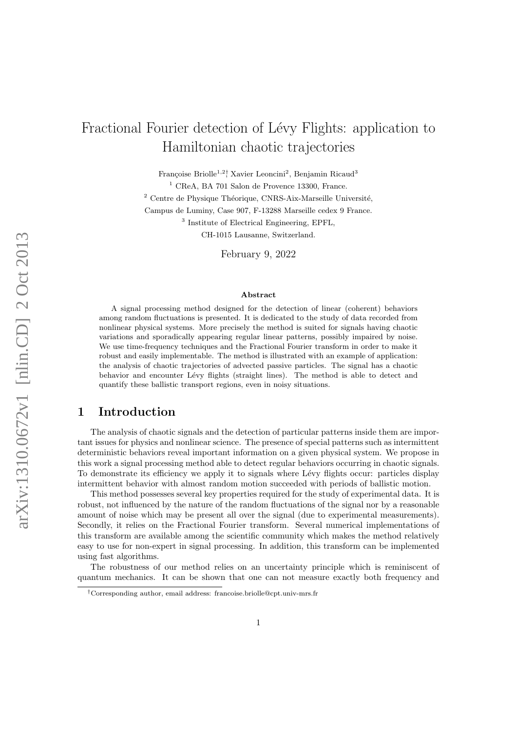# Fractional Fourier detection of Lévy Flights: application to Hamiltonian chaotic trajectories

Françoise Briolle[1,2]†, Xavier Leoncini[2], Benjamin Ricaud[3]

[1] CReA, BA 701 Salon de Provence 13300, France.

[2] Centre de Physique Théorique, CNRS-Aix-Marseille Université, Campus de Luminy, Case 907, F-13288 Marseille cedex 9 France.

[3] Institute of Electrical Engineering, EPFL, CH-1015 Lausanne, Switzerland.

February 9, 2022

**Abstract**

A signal processing method designed for the detection of linear (coherent) behaviors among random fluctuations is presented. It is dedicated to the study of data recorded from nonlinear physical systems. More precisely the method is suited for signals having chaotic variations and sporadically appearing regular linear patterns, possibly impaired by noise. We use time-frequency techniques and the Fractional Fourier transform in order to make it robust and easily implementable. The method is illustrated with an example of application: the analysis of chaotic trajectories of advected passive particles. The signal has a chaotic behavior and encounter Lévy flights (straight lines). The method is able to detect and quantify these ballistic transport regions, even in noisy situations.

## 1 Introduction

The analysis of chaotic signals and the detection of particular patterns inside them are important issues for physics and nonlinear science. The presence of special patterns such as intermittent deterministic behaviors reveal important information on a given physical system. We propose in this work a signal processing method able to detect regular behaviors occurring in chaotic signals. To demonstrate its efficiency we apply it to signals where Lévy flights occur: particles display intermittent behavior with almost random motion succeeded with periods of ballistic motion.

This method possesses several key properties required for the study of experimental data. It is robust, not influenced by the nature of the random fluctuations of the signal nor by a reasonable amount of noise which may be present all over the signal (due to experimental measurements). Secondly, it relies on the Fractional Fourier transform. Several numerical implementations of this transform are available among the scientific community which makes the method relatively easy to use for non-expert in signal processing. In addition, this transform can be implemented using fast algorithms.

The robustness of our method relies on an uncertainty principle which is reminiscent of quantum mechanics. It can be shown that one can not measure exactly both frequency and

†Corresponding author, email address: francoise.briolle@cpt.univ-mrs.fr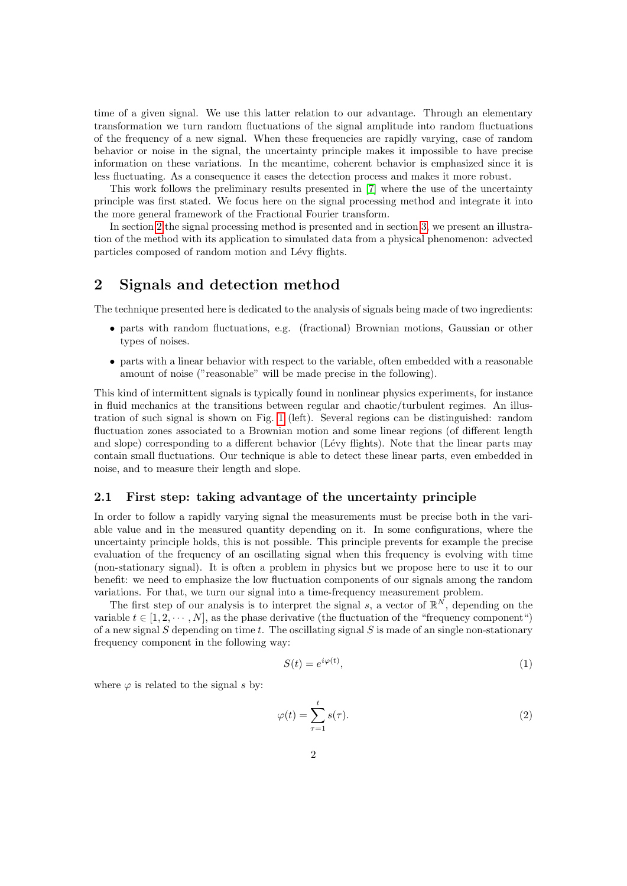time of a given signal. We use this latter relation to our advantage. Through an elementary transformation we turn random fluctuations of the signal amplitude into random fluctuations of the frequency of a new signal. When these frequencies are rapidly varying, case of random behavior or noise in the signal, the uncertainty principle makes it impossible to have precise information on these variations. In the meantime, coherent behavior is emphasized since it is less fluctuating. As a consequence it eases the detection process and makes it more robust.

This work follows the preliminary results presented in [7] where the use of the uncertainty principle was first stated. We focus here on the signal processing method and integrate it into the more general framework of the Fractional Fourier transform.

In section 2 the signal processing method is presented and in section 3, we present an illustration of the method with its application to simulated data from a physical phenomenon: advected particles composed of random motion and Lévy flights.

## 2 Signals and detection method

The technique presented here is dedicated to the analysis of signals being made of two ingredients:

- parts with random fluctuations, e.g. (fractional) Brownian motions, Gaussian or other types of noises.
- parts with a linear behavior with respect to the variable, often embedded with a reasonable amount of noise ("reasonable" will be made precise in the following).

This kind of intermittent signals is typically found in nonlinear physics experiments, for instance in fluid mechanics at the transitions between regular and chaotic/turbulent regimes. An illustration of such signal is shown on Fig. 1 (left). Several regions can be distinguished: random fluctuation zones associated to a Brownian motion and some linear regions (of different length and slope) corresponding to a different behavior (Lévy flights). Note that the linear parts may contain small fluctuations. Our technique is able to detect these linear parts, even embedded in noise, and to measure their length and slope.

### 2.1 First step: taking advantage of the uncertainty principle

In order to follow a rapidly varying signal the measurements must be precise both in the variable value and in the measured quantity depending on it. In some configurations, where the uncertainty principle holds, this is not possible. This principle prevents for example the precise evaluation of the frequency of an oscillating signal when this frequency is evolving with time (non-stationary signal). It is often a problem in physics but we propose here to use it to our benefit: we need to emphasize the low fluctuation components of our signals among the random variations. For that, we turn our signal into a time-frequency measurement problem.

The first step of our analysis is to interpret the signal $s$, a vector of $\mathbb{R}^N$, depending on the variable $t \in [1, 2, \cdots, N]$, as the phase derivative (the fluctuation of the "frequency component") of a new signal $S$ depending on time $t$. The oscillating signal $S$ is made of an single non-stationary frequency component in the following way:

$$S(t) = e^{i\varphi(t)}, \tag{1}$$

where $\varphi$ is related to the signal $s$ by:

$$\varphi(t) = \sum_{\tau=1}^{t} s(\tau). \tag{2}$$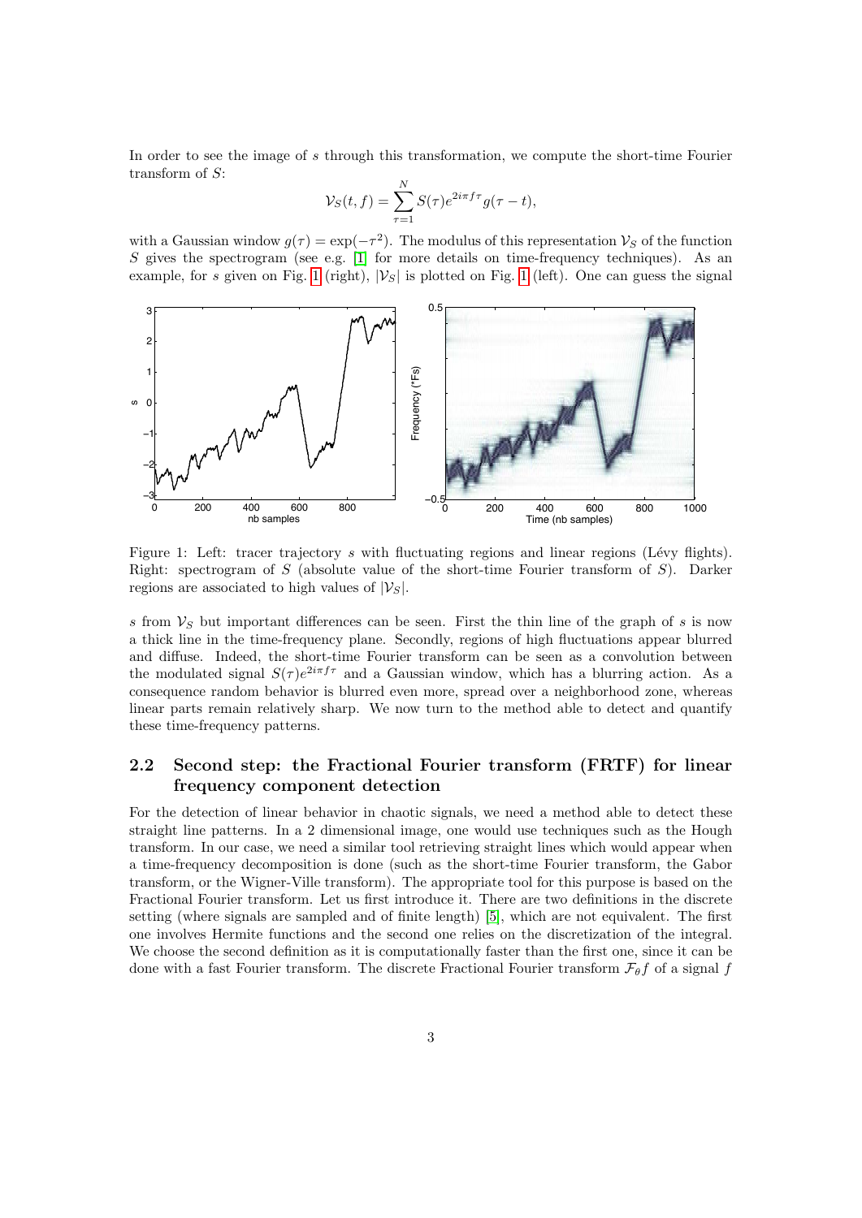In order to see the image of $s$ through this transformation, we compute the short-time Fourier transform of $S$:

$$\mathcal{V}_S(t,f) = \sum_{\tau=1}^{N} S(\tau) e^{2i\pi f \tau} g(\tau - t),$$

with a Gaussian window $g(\tau) = \exp(-\tau^2)$. The modulus of this representation $\mathcal{V}_S$ of the function $S$ gives the spectrogram (see e.g. [1] for more details on time-frequency techniques). As an example, for $s$ given on Fig. 1 (right), $|\mathcal{V}_S|$ is plotted on Fig. 1 (left). One can guess the signal

Figure 1: Left: tracer trajectory $s$ with fluctuating regions and linear regions (Lévy flights). Right: spectrogram of $S$ (absolute value of the short-time Fourier transform of $S$). Darker regions are associated to high values of $|\mathcal{V}_S|$.

$s$ from $\mathcal{V}_S$ but important differences can be seen. First the thin line of the graph of $s$ is now a thick line in the time-frequency plane. Secondly, regions of high fluctuations appear blurred and diffuse. Indeed, the short-time Fourier transform can be seen as a convolution between the modulated signal $S(\tau)e^{2i\pi f \tau}$ and a Gaussian window, which has a blurring action. As a consequence random behavior is blurred even more, spread over a neighborhood zone, whereas linear parts remain relatively sharp. We now turn to the method able to detect and quantify these time-frequency patterns.

## 2.2 Second step: the Fractional Fourier transform (FRTF) for linear frequency component detection

For the detection of linear behavior in chaotic signals, we need a method able to detect these straight line patterns. In a 2 dimensional image, one would use techniques such as the Hough transform. In our case, we need a similar tool retrieving straight lines which would appear when a time-frequency decomposition is done (such as the short-time Fourier transform, the Gabor transform, or the Wigner-Ville transform). The appropriate tool for this purpose is based on the Fractional Fourier transform. Let us first introduce it. There are two definitions in the discrete setting (where signals are sampled and of finite length) [5], which are not equivalent. The first one involves Hermite functions and the second one relies on the discretization of the integral. We choose the second definition as it is computationally faster than the first one, since it can be done with a fast Fourier transform. The discrete Fractional Fourier transform $\mathcal{F}_\theta f$ of a signal $f$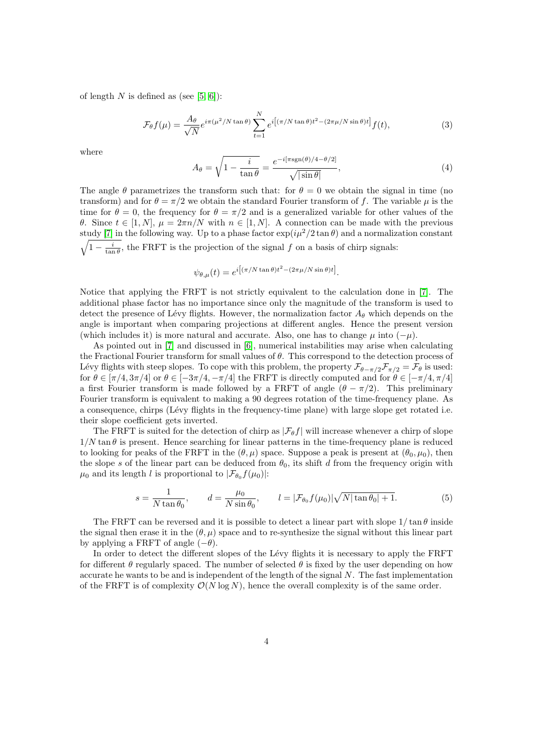of length $N$ is defined as (see [5, 6]):

$$\mathcal{F}_\theta f(\mu) = \frac{A_\theta}{\sqrt{N}} e^{i\pi(\mu^2/N \tan\theta)} \sum_{t=1}^{N} e^{i\left[(\pi/N\tan\theta)t^2 - (2\pi\mu/N\sin\theta)t\right]} f(t), \tag{3}$$

where

$$A_\theta = \sqrt{1 - \frac{i}{\tan\theta}} = \frac{e^{-i[\pi \mathrm{sgn}(\theta)/4 - \theta/2]}}{\sqrt{|\sin\theta|}}, \tag{4}$$

The angle $\theta$ parametrizes the transform such that: for $\theta = 0$ we obtain the signal in time (no transform) and for $\theta = \pi/2$ we obtain the standard Fourier transform of $f$. The variable $\mu$ is the time for $\theta = 0$, the frequency for $\theta = \pi/2$ and is a generalized variable for other values of the $\theta$. Since $t \in [1, N]$, $\mu = 2\pi n/N$ with $n \in [1, N]$. A connection can be made with the previous study [7] in the following way. Up to a phase factor $\exp(i\mu^2/2\tan\theta)$ and a normalization constant $\sqrt{1 - \frac{i}{\tan\theta}}$, the FRFT is the projection of the signal $f$ on a basis of chirp signals:

$$\psi_{\theta,\mu}(t) = e^{i\left[(\pi/N\tan\theta)t^2 - (2\pi\mu/N\sin\theta)t\right]}.$$

Notice that applying the FRFT is not strictly equivalent to the calculation done in [7]. The additional phase factor has no importance since only the magnitude of the transform is used to detect the presence of Lévy flights. However, the normalization factor $A_\theta$ which depends on the angle is important when comparing projections at different angles. Hence the present version (which includes it) is more natural and accurate. Also, one has to change $\mu$ into $(-\mu)$.

As pointed out in [7] and discussed in [6], numerical instabilities may arise when calculating the Fractional Fourier transform for small values of $\theta$. This correspond to the detection process of Lévy flights with steep slopes. To cope with this problem, the property $\mathcal{F}_{\theta-\pi/2}\mathcal{F}_{\pi/2} = \mathcal{F}_\theta$ is used: for $\theta \in [\pi/4, 3\pi/4]$ or $\theta \in [-3\pi/4, -\pi/4]$ the FRFT is directly computed and for $\theta \in [-\pi/4, \pi/4]$ a first Fourier transform is made followed by a FRFT of angle $(\theta - \pi/2)$. This preliminary Fourier transform is equivalent to making a 90 degrees rotation of the time-frequency plane. As a consequence, chirps (Lévy flights in the frequency-time plane) with large slope get rotated i.e. their slope coefficient gets inverted.

The FRFT is suited for the detection of chirp as $|\mathcal{F}_\theta f|$ will increase whenever a chirp of slope $1/N\tan\theta$ is present. Hence searching for linear patterns in the time-frequency plane is reduced to looking for peaks of the FRFT in the $(\theta, \mu)$ space. Suppose a peak is present at $(\theta_0, \mu_0)$, then the slope $s$ of the linear part can be deduced from $\theta_0$, its shift $d$ from the frequency origin with $\mu_0$ and its length $l$ is proportional to $|\mathcal{F}_{\theta_0} f(\mu_0)|$:

$$s = \frac{1}{N\tan\theta_0}, \qquad d = \frac{\mu_0}{N\sin\theta_0}, \qquad l = |\mathcal{F}_{\theta_0} f(\mu_0)|\sqrt{N|\tan\theta_0| + 1}. \tag{5}$$

The FRFT can be reversed and it is possible to detect a linear part with slope $1/\tan\theta$ inside the signal then erase it in the $(\theta, \mu)$ space and to re-synthesize the signal without this linear part by applying a FRFT of angle $(-\theta)$.

In order to detect the different slopes of the Lévy flights it is necessary to apply the FRFT for different $\theta$ regularly spaced. The number of selected $\theta$ is fixed by the user depending on how accurate he wants to be and is independent of the length of the signal $N$. The fast implementation of the FRFT is of complexity $\mathcal{O}(N\log N)$, hence the overall complexity is of the same order.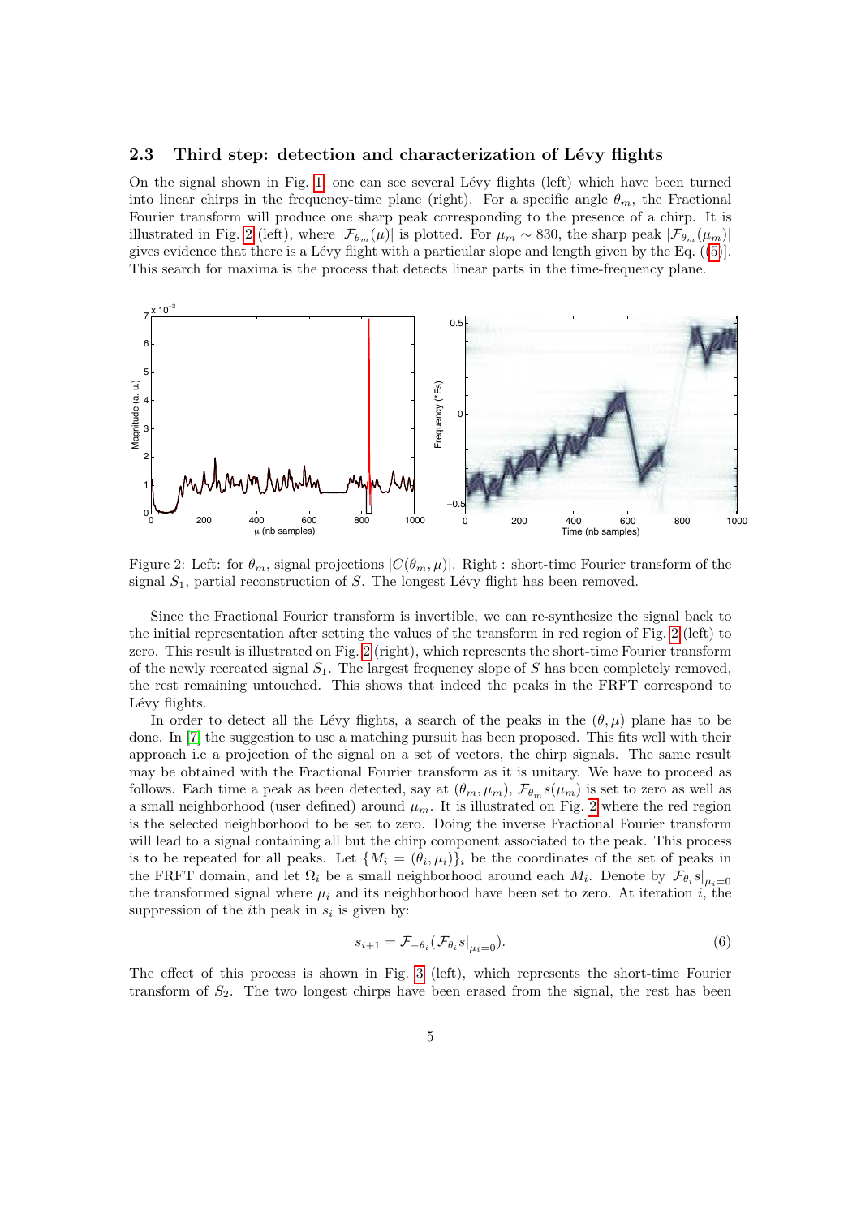### 2.3 Third step: detection and characterization of Lévy flights

On the signal shown in Fig. 1, one can see several Lévy flights (left) which have been turned into linear chirps in the frequency-time plane (right). For a specific angle $\theta_m$, the Fractional Fourier transform will produce one sharp peak corresponding to the presence of a chirp. It is illustrated in Fig. 2 (left), where $|\mathcal{F}_{\theta_m}(\mu)|$ is plotted. For $\mu_m \sim 830$, the sharp peak $|\mathcal{F}_{\theta_m}(\mu_m)|$ gives evidence that there is a Lévy flight with a particular slope and length given by the Eq. ((5)). This search for maxima is the process that detects linear parts in the time-frequency plane.

Figure 2: Left: for $\theta_m$, signal projections $|C(\theta_m, \mu)|$. Right : short-time Fourier transform of the signal $S_1$, partial reconstruction of $S$. The longest Lévy flight has been removed.

Since the Fractional Fourier transform is invertible, we can re-synthesize the signal back to the initial representation after setting the values of the transform in red region of Fig. 2 (left) to zero. This result is illustrated on Fig. 2 (right), which represents the short-time Fourier transform of the newly recreated signal $S_1$. The largest frequency slope of $S$ has been completely removed, the rest remaining untouched. This shows that indeed the peaks in the FRFT correspond to Lévy flights.

In order to detect all the Lévy flights, a search of the peaks in the $(\theta, \mu)$ plane has to be done. In [7] the suggestion to use a matching pursuit has been proposed. This fits well with their approach i.e a projection of the signal on a set of vectors, the chirp signals. The same result may be obtained with the Fractional Fourier transform as it is unitary. We have to proceed as follows. Each time a peak as been detected, say at $(\theta_m, \mu_m)$, $\mathcal{F}_{\theta_m}s(\mu_m)$ is set to zero as well as a small neighborhood (user defined) around $\mu_m$. It is illustrated on Fig. 2 where the red region is the selected neighborhood to be set to zero. Doing the inverse Fractional Fourier transform will lead to a signal containing all but the chirp component associated to the peak. This process is to be repeated for all peaks. Let $\{M_i = (\theta_i, \mu_i)\}_i$ be the coordinates of the set of peaks in the FRFT domain, and let $\Omega_i$ be a small neighborhood around each $M_i$. Denote by $\mathcal{F}_{\theta_i}s|_{\mu_i=0}$ the transformed signal where $\mu_i$ and its neighborhood have been set to zero. At iteration $i$, the suppression of the $i$th peak in $s_i$ is given by:

$$s_{i+1} = \mathcal{F}_{-\theta_i}(\mathcal{F}_{\theta_i}s|_{\mu_i=0}). \tag{6}$$

The effect of this process is shown in Fig. 3 (left), which represents the short-time Fourier transform of $S_2$. The two longest chirps have been erased from the signal, the rest has been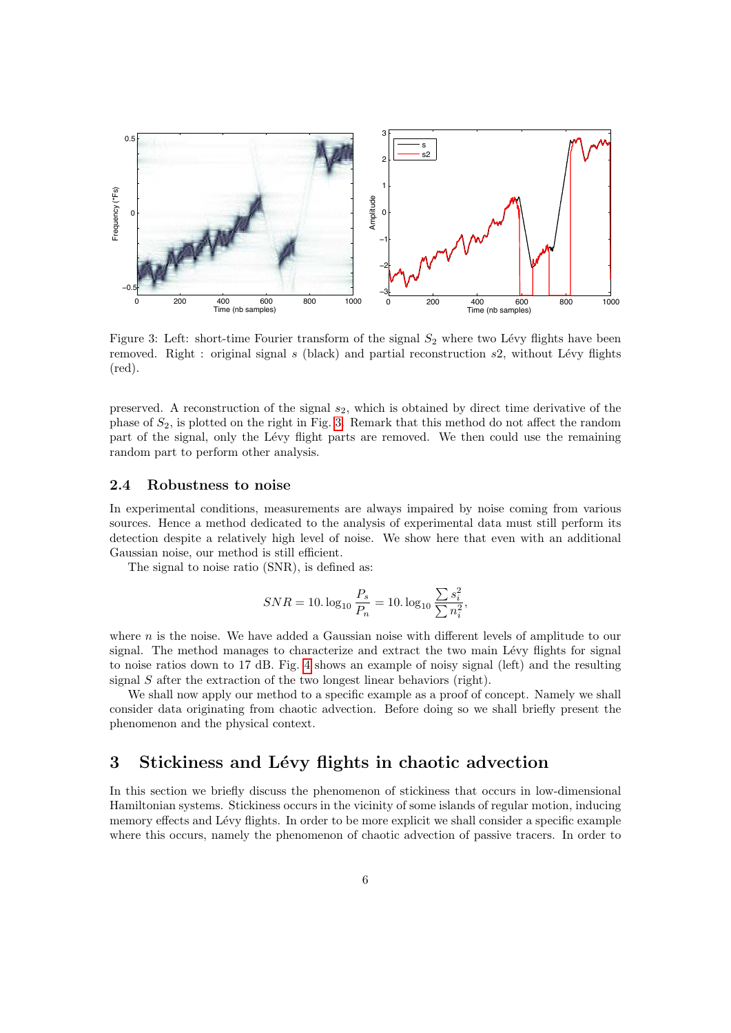Figure 3: Left: short-time Fourier transform of the signal $S_2$ where two Lévy flights have been removed. Right : original signal $s$ (black) and partial reconstruction $s2$, without Lévy flights (red).

preserved. A reconstruction of the signal $s_2$, which is obtained by direct time derivative of the phase of $S_2$, is plotted on the right in Fig. 3. Remark that this method do not affect the random part of the signal, only the Lévy flight parts are removed. We then could use the remaining random part to perform other analysis.

### 2.4 Robustness to noise

In experimental conditions, measurements are always impaired by noise coming from various sources. Hence a method dedicated to the analysis of experimental data must still perform its detection despite a relatively high level of noise. We show here that even with an additional Gaussian noise, our method is still efficient.

The signal to noise ratio (SNR), is defined as:

$$SNR = 10.\log_{10}\frac{P_s}{P_n} = 10.\log_{10}\frac{\sum s_i^2}{\sum n_i^2},$$

where $n$ is the noise. We have added a Gaussian noise with different levels of amplitude to our signal. The method manages to characterize and extract the two main Lévy flights for signal to noise ratios down to 17 dB. Fig. 4 shows an example of noisy signal (left) and the resulting signal $S$ after the extraction of the two longest linear behaviors (right).

We shall now apply our method to a specific example as a proof of concept. Namely we shall consider data originating from chaotic advection. Before doing so we shall briefly present the phenomenon and the physical context.

## 3 Stickiness and Lévy flights in chaotic advection

In this section we briefly discuss the phenomenon of stickiness that occurs in low-dimensional Hamiltonian systems. Stickiness occurs in the vicinity of some islands of regular motion, inducing memory effects and Lévy flights. In order to be more explicit we shall consider a specific example where this occurs, namely the phenomenon of chaotic advection of passive tracers. In order to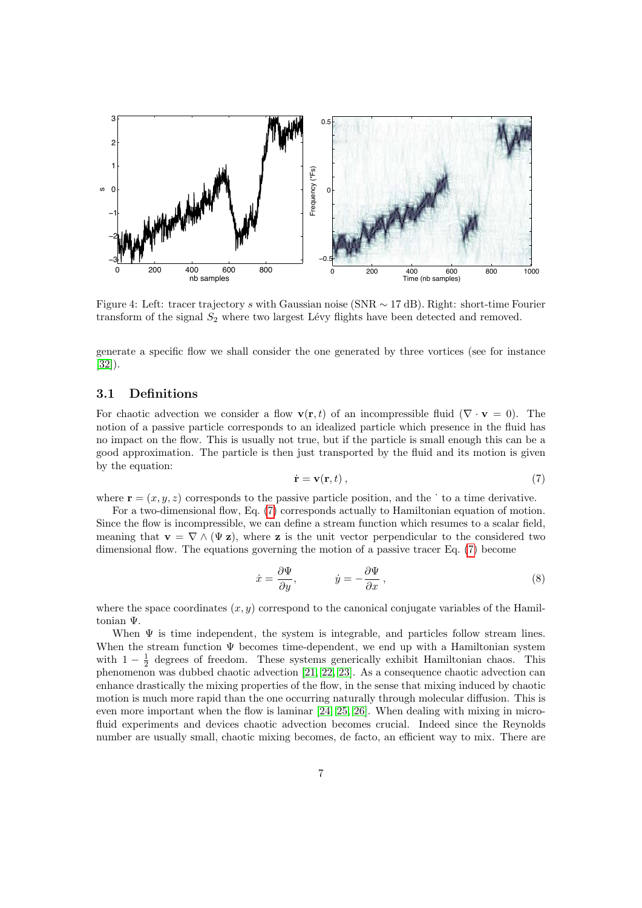Figure 4: Left: tracer trajectory $s$ with Gaussian noise (SNR $\sim 17$ dB). Right: short-time Fourier transform of the signal $S_2$ where two largest Lévy flights have been detected and removed.

generate a specific flow we shall consider the one generated by three vortices (see for instance [32]).

## 3.1 Definitions

For chaotic advection we consider a flow $\mathbf{v}(\mathbf{r}, t)$ of an incompressible fluid ($\nabla \cdot \mathbf{v} = 0$). The notion of a passive particle corresponds to an idealized particle which presence in the fluid has no impact on the flow. This is usually not true, but if the particle is small enough this can be a good approximation. The particle is then just transported by the fluid and its motion is given by the equation:

$$\dot{\mathbf{r}} = \mathbf{v}(\mathbf{r}, t)\,, \tag{7}$$

where $\mathbf{r} = (x, y, z)$ corresponds to the passive particle position, and the $\dot{}$ to a time derivative.

For a two-dimensional flow, Eq. (7) corresponds actually to Hamiltonian equation of motion. Since the flow is incompressible, we can define a stream function which resumes to a scalar field, meaning that $\mathbf{v} = \nabla \wedge (\Psi\, \mathbf{z})$, where $\mathbf{z}$ is the unit vector perpendicular to the considered two dimensional flow. The equations governing the motion of a passive tracer Eq. (7) become

$$\dot{x} = \frac{\partial \Psi}{\partial y}, \qquad \dot{y} = -\frac{\partial \Psi}{\partial x}\,, \tag{8}$$

where the space coordinates $(x, y)$ correspond to the canonical conjugate variables of the Hamiltonian $\Psi$.

When $\Psi$ is time independent, the system is integrable, and particles follow stream lines. When the stream function $\Psi$ becomes time-dependent, we end up with a Hamiltonian system with $1 - \frac{1}{2}$ degrees of freedom. These systems generically exhibit Hamiltonian chaos. This phenomenon was dubbed chaotic advection [21, 22, 23]. As a consequence chaotic advection can enhance drastically the mixing properties of the flow, in the sense that mixing induced by chaotic motion is much more rapid than the one occurring naturally through molecular diffusion. This is even more important when the flow is laminar [24, 25, 26]. When dealing with mixing in micro-fluid experiments and devices chaotic advection becomes crucial. Indeed since the Reynolds number are usually small, chaotic mixing becomes, de facto, an efficient way to mix. There are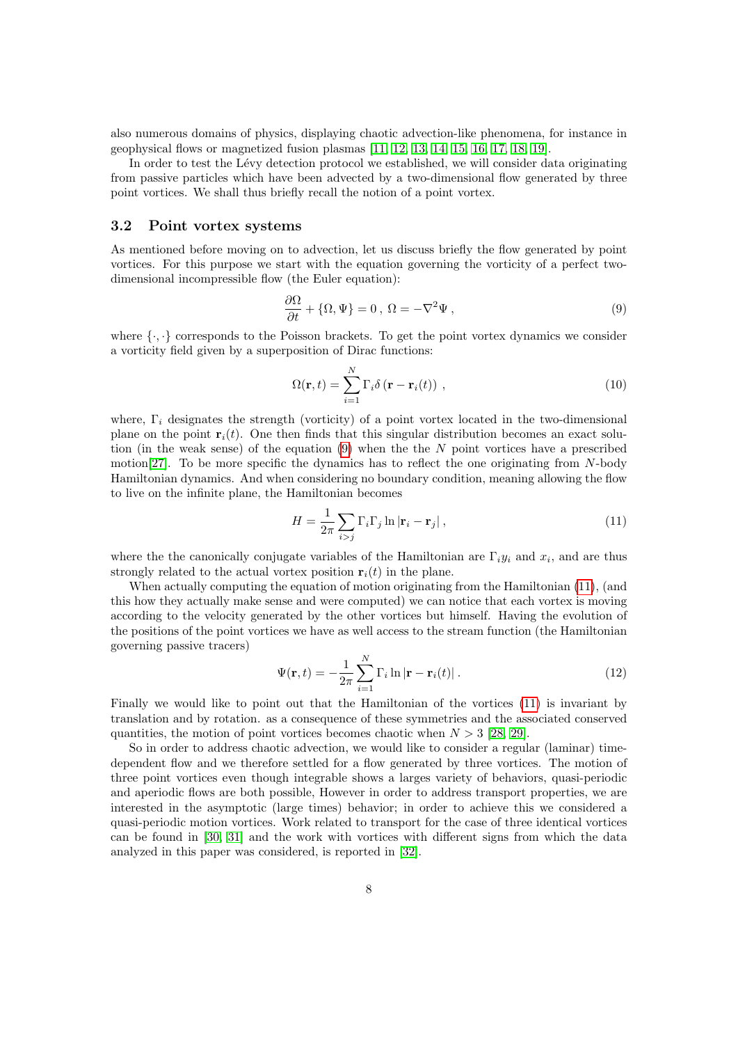also numerous domains of physics, displaying chaotic advection-like phenomena, for instance in geophysical flows or magnetized fusion plasmas [11, 12, 13, 14, 15, 16, 17, 18, 19].

In order to test the Lévy detection protocol we established, we will consider data originating from passive particles which have been advected by a two-dimensional flow generated by three point vortices. We shall thus briefly recall the notion of a point vortex.

### 3.2 Point vortex systems

As mentioned before moving on to advection, let us discuss briefly the flow generated by point vortices. For this purpose we start with the equation governing the vorticity of a perfect two-dimensional incompressible flow (the Euler equation):

$$\frac{\partial \Omega}{\partial t} + \{\Omega, \Psi\} = 0\,,\ \Omega = -\nabla^2 \Psi\,, \tag{9}$$

where $\{\cdot,\cdot\}$ corresponds to the Poisson brackets. To get the point vortex dynamics we consider a vorticity field given by a superposition of Dirac functions:

$$\Omega(\mathbf{r}, t) = \sum_{i=1}^{N} \Gamma_i \delta\left(\mathbf{r} - \mathbf{r}_i(t)\right)\,, \tag{10}$$

where, $\Gamma_i$ designates the strength (vorticity) of a point vortex located in the two-dimensional plane on the point $\mathbf{r}_i(t)$. One then finds that this singular distribution becomes an exact solution (in the weak sense) of the equation (9) when the the $N$ point vortices have a prescribed motion[27]. To be more specific the dynamics has to reflect the one originating from $N$-body Hamiltonian dynamics. And when considering no boundary condition, meaning allowing the flow to live on the infinite plane, the Hamiltonian becomes

$$H = \frac{1}{2\pi} \sum_{i>j} \Gamma_i \Gamma_j \ln |\mathbf{r}_i - \mathbf{r}_j|\,, \tag{11}$$

where the the canonically conjugate variables of the Hamiltonian are $\Gamma_i y_i$ and $x_i$, and are thus strongly related to the actual vortex position $\mathbf{r}_i(t)$ in the plane.

When actually computing the equation of motion originating from the Hamiltonian (11), (and this how they actually make sense and were computed) we can notice that each vortex is moving according to the velocity generated by the other vortices but himself. Having the evolution of the positions of the point vortices we have as well access to the stream function (the Hamiltonian governing passive tracers)

$$\Psi(\mathbf{r}, t) = -\frac{1}{2\pi} \sum_{i=1}^{N} \Gamma_i \ln |\mathbf{r} - \mathbf{r}_i(t)|\,. \tag{12}$$

Finally we would like to point out that the Hamiltonian of the vortices (11) is invariant by translation and by rotation. as a consequence of these symmetries and the associated conserved quantities, the motion of point vortices becomes chaotic when $N > 3$ [28, 29].

So in order to address chaotic advection, we would like to consider a regular (laminar) time-dependent flow and we therefore settled for a flow generated by three vortices. The motion of three point vortices even though integrable shows a larges variety of behaviors, quasi-periodic and aperiodic flows are both possible, However in order to address transport properties, we are interested in the asymptotic (large times) behavior; in order to achieve this we considered a quasi-periodic motion vortices. Work related to transport for the case of three identical vortices can be found in [30, 31] and the work with vortices with different signs from which the data analyzed in this paper was considered, is reported in [32].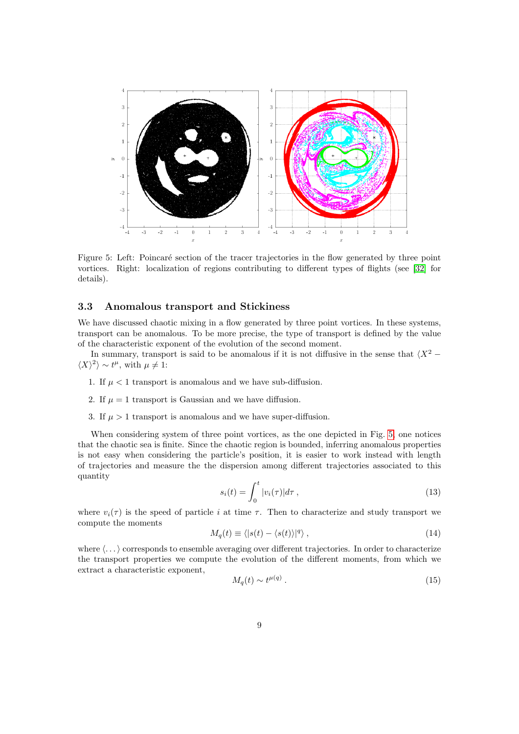Figure 5: Left: Poincaré section of the tracer trajectories in the flow generated by three point vortices. Right: localization of regions contributing to different types of flights (see [32] for details).

### 3.3 Anomalous transport and Stickiness

We have discussed chaotic mixing in a flow generated by three point vortices. In these systems, transport can be anomalous. To be more precise, the type of transport is defined by the value of the characteristic exponent of the evolution of the second moment.

In summary, transport is said to be anomalous if it is not diffusive in the sense that $\langle X^2 - \langle X \rangle^2 \rangle \sim t^\mu$, with $\mu \neq 1$:

1. If $\mu < 1$ transport is anomalous and we have sub-diffusion.
2. If $\mu = 1$ transport is Gaussian and we have diffusion.
3. If $\mu > 1$ transport is anomalous and we have super-diffusion.

When considering system of three point vortices, as the one depicted in Fig. 5 one notices that the chaotic sea is finite. Since the chaotic region is bounded, inferring anomalous properties is not easy when considering the particle's position, it is easier to work instead with length of trajectories and measure the the dispersion among different trajectories associated to this quantity

$$s_i(t) = \int_0^t |v_i(\tau)| d\tau \,, \tag{13}$$

where $v_i(\tau)$ is the speed of particle $i$ at time $\tau$. Then to characterize and study transport we compute the moments

$$M_q(t) \equiv \langle |s(t) - \langle s(t) \rangle|^q \rangle \,, \tag{14}$$

where $\langle \ldots \rangle$ corresponds to ensemble averaging over different trajectories. In order to characterize the transport properties we compute the evolution of the different moments, from which we extract a characteristic exponent,

$$M_q(t) \sim t^{\mu(q)} \,. \tag{15}$$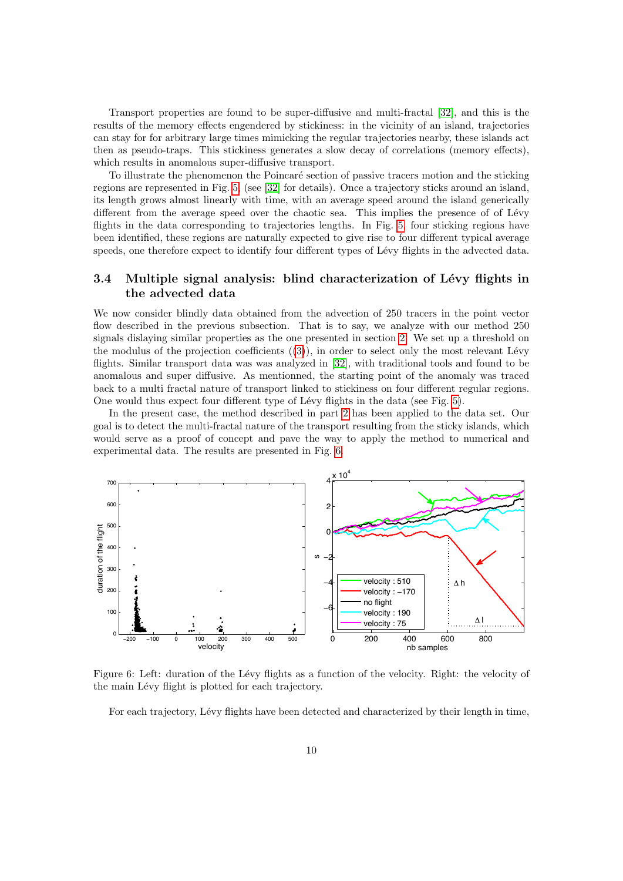Transport properties are found to be super-diffusive and multi-fractal [32], and this is the results of the memory effects engendered by stickiness: in the vicinity of an island, trajectories can stay for for arbitrary large times mimicking the regular trajectories nearby, these islands act then as pseudo-traps. This stickiness generates a slow decay of correlations (memory effects), which results in anomalous super-diffusive transport.

To illustrate the phenomenon the Poincaré section of passive tracers motion and the sticking regions are represented in Fig. 5. (see [32] for details). Once a trajectory sticks around an island, its length grows almost linearly with time, with an average speed around the island generically different from the average speed over the chaotic sea. This implies the presence of of Lévy flights in the data corresponding to trajectories lengths. In Fig. 5, four sticking regions have been identified, these regions are naturally expected to give rise to four different typical average speeds, one therefore expect to identify four different types of Lévy flights in the advected data.

### 3.4 Multiple signal analysis: blind characterization of Lévy flights in the advected data

We now consider blindly data obtained from the advection of 250 tracers in the point vector flow described in the previous subsection. That is to say, we analyze with our method 250 signals dislaying similar properties as the one presented in section 2. We set up a threshold on the modulus of the projection coefficients ((3)), in order to select only the most relevant Lévy flights. Similar transport data was was analyzed in [32], with traditional tools and found to be anomalous and super diffusive. As mentionned, the starting point of the anomaly was traced back to a multi fractal nature of transport linked to stickiness on four different regular regions. One would thus expect four different type of Lévy flights in the data (see Fig. 5).

In the present case, the method described in part 2 has been applied to the data set. Our goal is to detect the multi-fractal nature of the transport resulting from the sticky islands, which would serve as a proof of concept and pave the way to apply the method to numerical and experimental data. The results are presented in Fig. 6.

Figure 6: Left: duration of the Lévy flights as a function of the velocity. Right: the velocity of the main Lévy flight is plotted for each trajectory.

For each trajectory, Lévy flights have been detected and characterized by their length in time,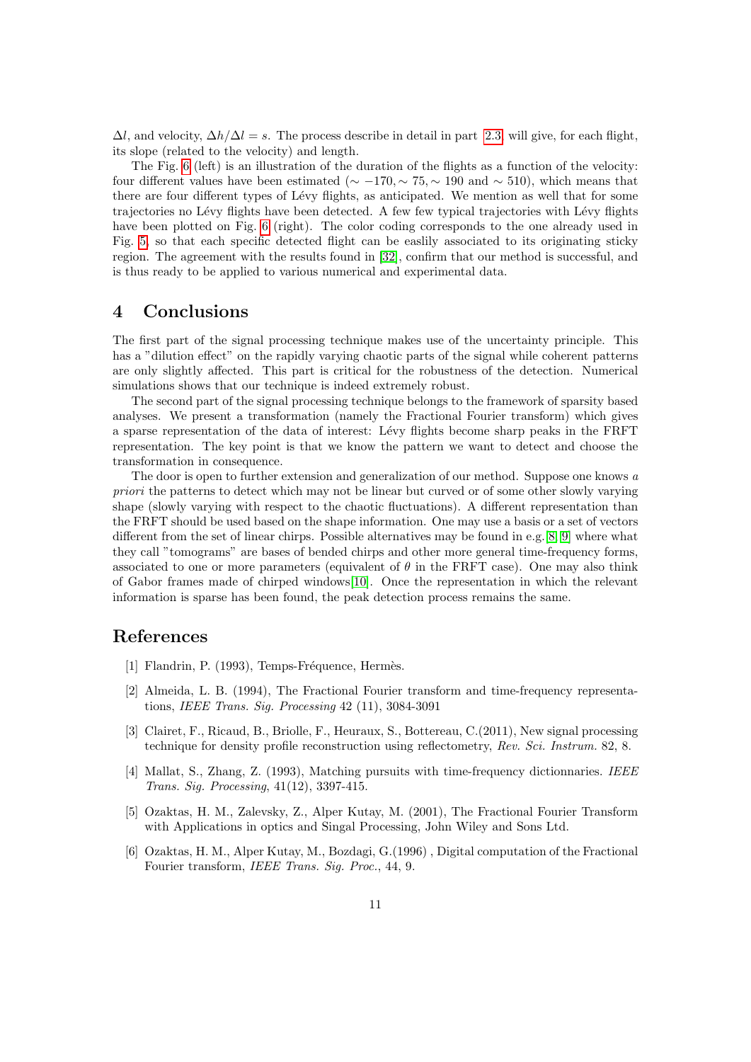$\Delta l$, and velocity, $\Delta h/\Delta l = s$. The process describe in detail in part 2.3 will give, for each flight, its slope (related to the velocity) and length.

The Fig. 6 (left) is an illustration of the duration of the flights as a function of the velocity: four different values have been estimated ($\sim -170, \sim 75, \sim 190$ and $\sim 510$), which means that there are four different types of Lévy flights, as anticipated. We mention as well that for some trajectories no Lévy flights have been detected. A few few typical trajectories with Lévy flights have been plotted on Fig. 6 (right). The color coding corresponds to the one already used in Fig. 5, so that each specific detected flight can be easlily associated to its originating sticky region. The agreement with the results found in [32], confirm that our method is successful, and is thus ready to be applied to various numerical and experimental data.

# 4 Conclusions

The first part of the signal processing technique makes use of the uncertainty principle. This has a "dilution effect" on the rapidly varying chaotic parts of the signal while coherent patterns are only slightly affected. This part is critical for the robustness of the detection. Numerical simulations shows that our technique is indeed extremely robust.

The second part of the signal processing technique belongs to the framework of sparsity based analyses. We present a transformation (namely the Fractional Fourier transform) which gives a sparse representation of the data of interest: Lévy flights become sharp peaks in the FRFT representation. The key point is that we know the pattern we want to detect and choose the transformation in consequence.

The door is open to further extension and generalization of our method. Suppose one knows *a priori* the patterns to detect which may not be linear but curved or of some other slowly varying shape (slowly varying with respect to the chaotic fluctuations). A different representation than the FRFT should be used based on the shape information. One may use a basis or a set of vectors different from the set of linear chirps. Possible alternatives may be found in e.g. [8, 9] where what they call "tomograms" are bases of bended chirps and other more general time-frequency forms, associated to one or more parameters (equivalent of $\theta$ in the FRFT case). One may also think of Gabor frames made of chirped windows[10]. Once the representation in which the relevant information is sparse has been found, the peak detection process remains the same.

# References

[1] Flandrin, P. (1993), Temps-Fréquence, Hermès.

[2] Almeida, L. B. (1994), The Fractional Fourier transform and time-frequency representations, *IEEE Trans. Sig. Processing* 42 (11), 3084-3091

[3] Clairet, F., Ricaud, B., Briolle, F., Heuraux, S., Bottereau, C.(2011), New signal processing technique for density profile reconstruction using reflectometry, *Rev. Sci. Instrum.* 82, 8.

[4] Mallat, S., Zhang, Z. (1993), Matching pursuits with time-frequency dictionnaries. *IEEE Trans. Sig. Processing*, 41(12), 3397-415.

[5] Ozaktas, H. M., Zalevsky, Z., Alper Kutay, M. (2001), The Fractional Fourier Transform with Applications in optics and Singal Processing, John Wiley and Sons Ltd.

[6] Ozaktas, H. M., Alper Kutay, M., Bozdagi, G.(1996) , Digital computation of the Fractional Fourier transform, *IEEE Trans. Sig. Proc.*, 44, 9.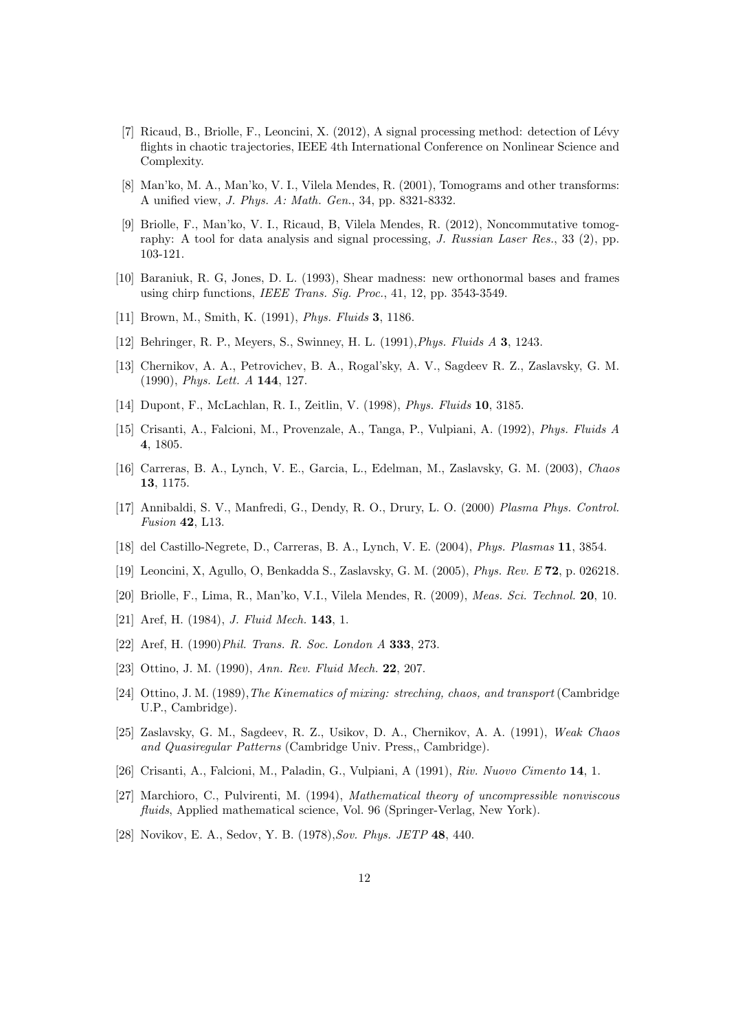[7] Ricaud, B., Briolle, F., Leoncini, X. (2012), A signal processing method: detection of Lévy flights in chaotic trajectories, IEEE 4th International Conference on Nonlinear Science and Complexity.

[8] Man'ko, M. A., Man'ko, V. I., Vilela Mendes, R. (2001), Tomograms and other transforms: A unified view, *J. Phys. A: Math. Gen.*, 34, pp. 8321-8332.

[9] Briolle, F., Man'ko, V. I., Ricaud, B, Vilela Mendes, R. (2012), Noncommutative tomography: A tool for data analysis and signal processing, *J. Russian Laser Res.*, 33 (2), pp. 103-121.

[10] Baraniuk, R. G, Jones, D. L. (1993), Shear madness: new orthonormal bases and frames using chirp functions, *IEEE Trans. Sig. Proc.*, 41, 12, pp. 3543-3549.

[11] Brown, M., Smith, K. (1991), *Phys. Fluids* **3**, 1186.

[12] Behringer, R. P., Meyers, S., Swinney, H. L. (1991),*Phys. Fluids A* **3**, 1243.

[13] Chernikov, A. A., Petrovichev, B. A., Rogal'sky, A. V., Sagdeev R. Z., Zaslavsky, G. M. (1990), *Phys. Lett. A* **144**, 127.

[14] Dupont, F., McLachlan, R. I., Zeitlin, V. (1998), *Phys. Fluids* **10**, 3185.

[15] Crisanti, A., Falcioni, M., Provenzale, A., Tanga, P., Vulpiani, A. (1992), *Phys. Fluids A* **4**, 1805.

[16] Carreras, B. A., Lynch, V. E., Garcia, L., Edelman, M., Zaslavsky, G. M. (2003), *Chaos* **13**, 1175.

[17] Annibaldi, S. V., Manfredi, G., Dendy, R. O., Drury, L. O. (2000) *Plasma Phys. Control. Fusion* **42**, L13.

[18] del Castillo-Negrete, D., Carreras, B. A., Lynch, V. E. (2004), *Phys. Plasmas* **11**, 3854.

[19] Leoncini, X, Agullo, O, Benkadda S., Zaslavsky, G. M. (2005), *Phys. Rev. E* **72**, p. 026218.

[20] Briolle, F., Lima, R., Man'ko, V.I., Vilela Mendes, R. (2009), *Meas. Sci. Technol.* **20**, 10.

[21] Aref, H. (1984), *J. Fluid Mech.* **143**, 1.

[22] Aref, H. (1990)*Phil. Trans. R. Soc. London A* **333**, 273.

[23] Ottino, J. M. (1990), *Ann. Rev. Fluid Mech.* **22**, 207.

[24] Ottino, J. M. (1989),*The Kinematics of mixing: streching, chaos, and transport* (Cambridge U.P., Cambridge).

[25] Zaslavsky, G. M., Sagdeev, R. Z., Usikov, D. A., Chernikov, A. A. (1991), *Weak Chaos and Quasiregular Patterns* (Cambridge Univ. Press,, Cambridge).

[26] Crisanti, A., Falcioni, M., Paladin, G., Vulpiani, A (1991), *Riv. Nuovo Cimento* **14**, 1.

[27] Marchioro, C., Pulvirenti, M. (1994), *Mathematical theory of uncompressible nonviscous fluids*, Applied mathematical science, Vol. 96 (Springer-Verlag, New York).

[28] Novikov, E. A., Sedov, Y. B. (1978),*Sov. Phys. JETP* **48**, 440.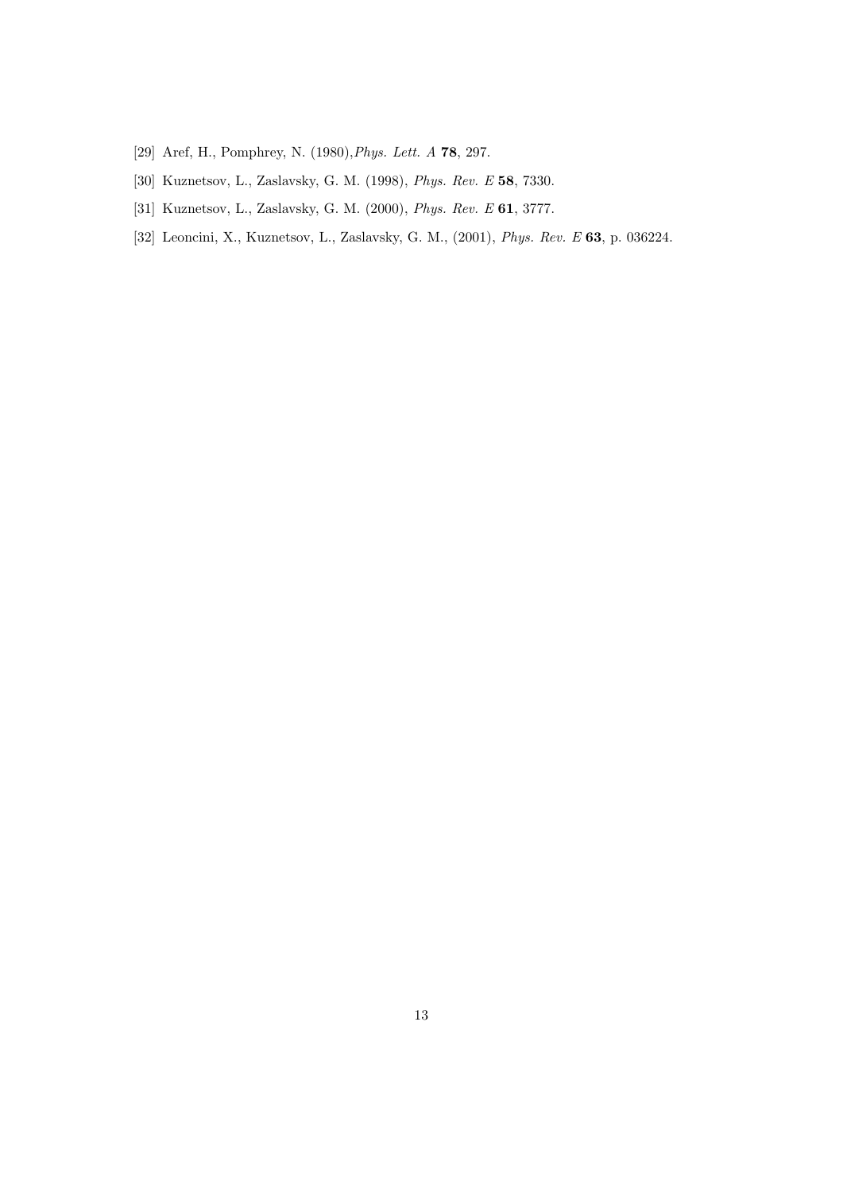[29] Aref, H., Pomphrey, N. (1980),*Phys. Lett. A* **78**, 297.

[30] Kuznetsov, L., Zaslavsky, G. M. (1998), *Phys. Rev. E* **58**, 7330.

[31] Kuznetsov, L., Zaslavsky, G. M. (2000), *Phys. Rev. E* **61**, 3777.

[32] Leoncini, X., Kuznetsov, L., Zaslavsky, G. M., (2001), *Phys. Rev. E* **63**, p. 036224.